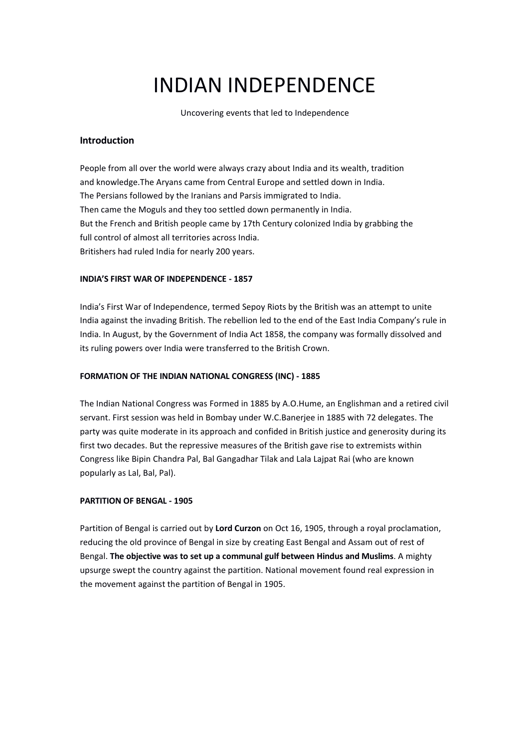# INDIAN INDEPENDENCE

Uncovering events that led to Independence

## Introduction

People from all over the world were always crazy about India and its wealth, tradition and knowledge.The Aryans came from Central Europe and settled down in India.
The Persians followed by the Iranians and Parsis immigrated to India.
Then came the Moguls and they too settled down permanently in India.
But the French and British people came by 17th Century colonized India by grabbing the full control of almost all territories across India.
Britishers had ruled India for nearly 200 years.

### INDIA'S FIRST WAR OF INDEPENDENCE - 1857

India's First War of Independence, termed Sepoy Riots by the British was an attempt to unite India against the invading British. The rebellion led to the end of the East India Company's rule in India. In August, by the Government of India Act 1858, the company was formally dissolved and its ruling powers over India were transferred to the British Crown.

### FORMATION OF THE INDIAN NATIONAL CONGRESS (INC) - 1885

The Indian National Congress was Formed in 1885 by A.O.Hume, an Englishman and a retired civil servant. First session was held in Bombay under W.C.Banerjee in 1885 with 72 delegates. The party was quite moderate in its approach and confided in British justice and generosity during its first two decades. But the repressive measures of the British gave rise to extremists within Congress like Bipin Chandra Pal, Bal Gangadhar Tilak and Lala Lajpat Rai (who are known popularly as Lal, Bal, Pal).

### PARTITION OF BENGAL - 1905

Partition of Bengal is carried out by **Lord Curzon** on Oct 16, 1905, through a royal proclamation, reducing the old province of Bengal in size by creating East Bengal and Assam out of rest of Bengal. **The objective was to set up a communal gulf between Hindus and Muslims**. A mighty upsurge swept the country against the partition. National movement found real expression in the movement against the partition of Bengal in 1905.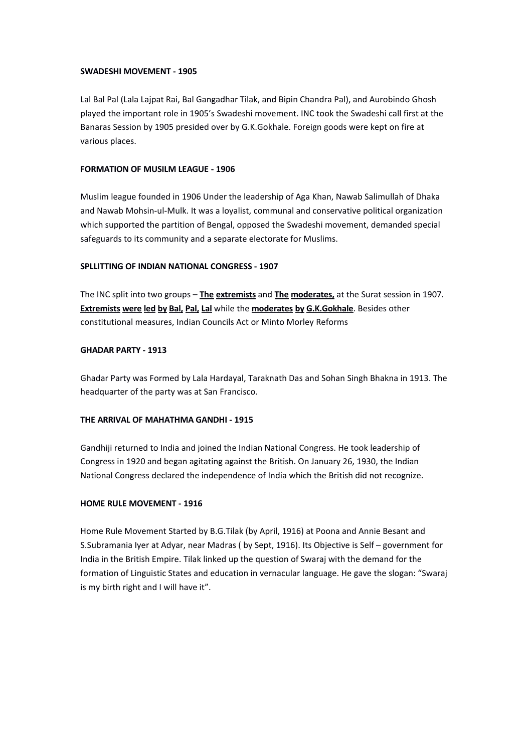**SWADESHI MOVEMENT - 1905**

Lal Bal Pal (Lala Lajpat Rai, Bal Gangadhar Tilak, and Bipin Chandra Pal), and Aurobindo Ghosh played the important role in 1905's Swadeshi movement. INC took the Swadeshi call first at the Banaras Session by 1905 presided over by G.K.Gokhale. Foreign goods were kept on fire at various places.

**FORMATION OF MUSILM LEAGUE - 1906**

Muslim league founded in 1906 Under the leadership of Aga Khan, Nawab Salimullah of Dhaka and Nawab Mohsin-ul-Mulk. It was a loyalist, communal and conservative political organization which supported the partition of Bengal, opposed the Swadeshi movement, demanded special safeguards to its community and a separate electorate for Muslims.

**SPLLITTING OF INDIAN NATIONAL CONGRESS - 1907**

The INC split into two groups – **The extremists** and **The moderates,** at the Surat session in 1907. **Extremists were led by Bal, Pal, Lal** while the **moderates by G.K.Gokhale**. Besides other constitutional measures, Indian Councils Act or Minto Morley Reforms

**GHADAR PARTY - 1913**

Ghadar Party was Formed by Lala Hardayal, Taraknath Das and Sohan Singh Bhakna in 1913. The headquarter of the party was at San Francisco.

**THE ARRIVAL OF MAHATHMA GANDHI - 1915**

Gandhiji returned to India and joined the Indian National Congress. He took leadership of Congress in 1920 and began agitating against the British. On January 26, 1930, the Indian National Congress declared the independence of India which the British did not recognize.

**HOME RULE MOVEMENT - 1916**

Home Rule Movement Started by B.G.Tilak (by April, 1916) at Poona and Annie Besant and S.Subramania Iyer at Adyar, near Madras ( by Sept, 1916). Its Objective is Self – government for India in the British Empire. Tilak linked up the question of Swaraj with the demand for the formation of Linguistic States and education in vernacular language. He gave the slogan: "Swaraj is my birth right and I will have it".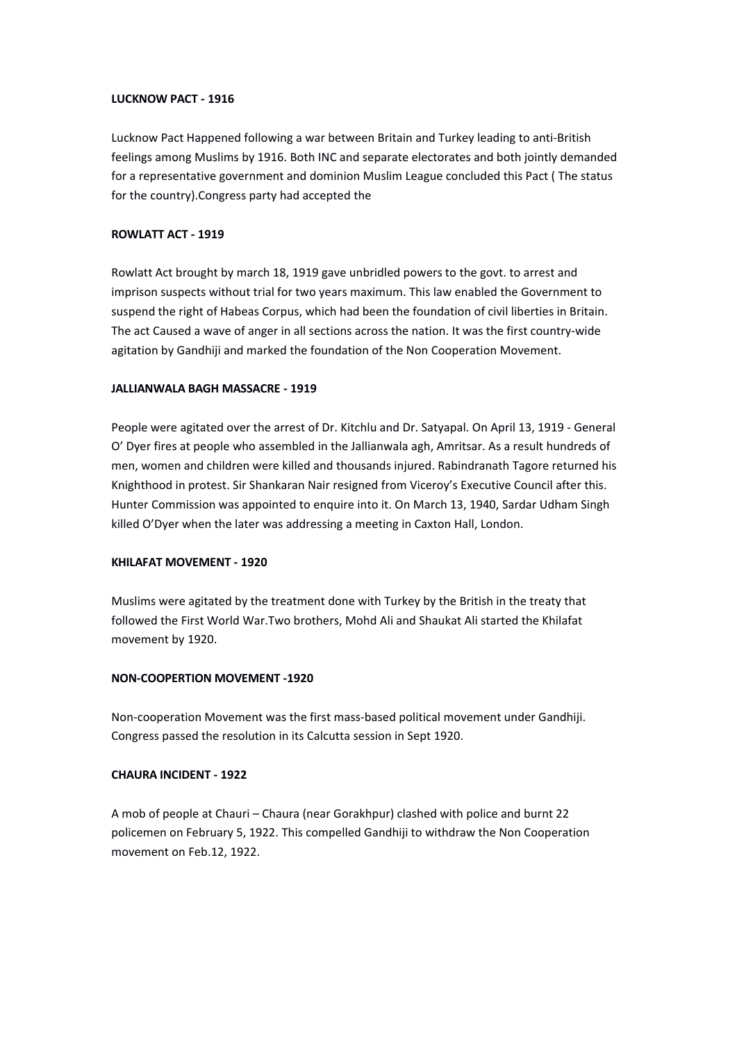**LUCKNOW PACT - 1916**

Lucknow Pact Happened following a war between Britain and Turkey leading to anti-British feelings among Muslims by 1916. Both INC and separate electorates and both jointly demanded for a representative government and dominion Muslim League concluded this Pact ( The status for the country).Congress party had accepted the

**ROWLATT ACT - 1919**

Rowlatt Act brought by march 18, 1919 gave unbridled powers to the govt. to arrest and imprison suspects without trial for two years maximum. This law enabled the Government to suspend the right of Habeas Corpus, which had been the foundation of civil liberties in Britain. The act Caused a wave of anger in all sections across the nation. It was the first country-wide agitation by Gandhiji and marked the foundation of the Non Cooperation Movement.

**JALLIANWALA BAGH MASSACRE - 1919**

People were agitated over the arrest of Dr. Kitchlu and Dr. Satyapal. On April 13, 1919 - General O' Dyer fires at people who assembled in the Jallianwala agh, Amritsar. As a result hundreds of men, women and children were killed and thousands injured. Rabindranath Tagore returned his Knighthood in protest. Sir Shankaran Nair resigned from Viceroy's Executive Council after this. Hunter Commission was appointed to enquire into it. On March 13, 1940, Sardar Udham Singh killed O'Dyer when the later was addressing a meeting in Caxton Hall, London.

**KHILAFAT MOVEMENT - 1920**

Muslims were agitated by the treatment done with Turkey by the British in the treaty that followed the First World War.Two brothers, Mohd Ali and Shaukat Ali started the Khilafat movement by 1920.

**NON-COOPERTION MOVEMENT -1920**

Non-cooperation Movement was the first mass-based political movement under Gandhiji. Congress passed the resolution in its Calcutta session in Sept 1920.

**CHAURA INCIDENT - 1922**

A mob of people at Chauri – Chaura (near Gorakhpur) clashed with police and burnt 22 policemen on February 5, 1922. This compelled Gandhiji to withdraw the Non Cooperation movement on Feb.12, 1922.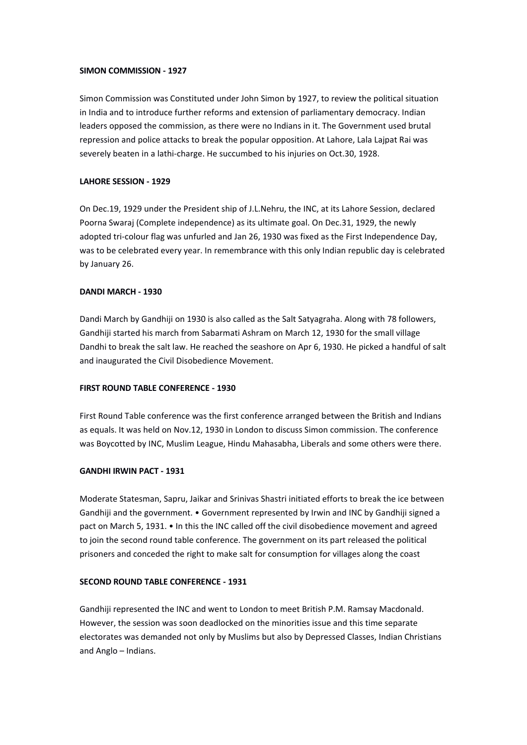**SIMON COMMISSION - 1927**

Simon Commission was Constituted under John Simon by 1927, to review the political situation in India and to introduce further reforms and extension of parliamentary democracy. Indian leaders opposed the commission, as there were no Indians in it. The Government used brutal repression and police attacks to break the popular opposition. At Lahore, Lala Lajpat Rai was severely beaten in a lathi-charge. He succumbed to his injuries on Oct.30, 1928.

**LAHORE SESSION - 1929**

On Dec.19, 1929 under the President ship of J.L.Nehru, the INC, at its Lahore Session, declared Poorna Swaraj (Complete independence) as its ultimate goal. On Dec.31, 1929, the newly adopted tri-colour flag was unfurled and Jan 26, 1930 was fixed as the First Independence Day, was to be celebrated every year. In remembrance with this only Indian republic day is celebrated by January 26.

**DANDI MARCH - 1930**

Dandi March by Gandhiji on 1930 is also called as the Salt Satyagraha. Along with 78 followers, Gandhiji started his march from Sabarmati Ashram on March 12, 1930 for the small village Dandhi to break the salt law. He reached the seashore on Apr 6, 1930. He picked a handful of salt and inaugurated the Civil Disobedience Movement.

**FIRST ROUND TABLE CONFERENCE - 1930**

First Round Table conference was the first conference arranged between the British and Indians as equals. It was held on Nov.12, 1930 in London to discuss Simon commission. The conference was Boycotted by INC, Muslim League, Hindu Mahasabha, Liberals and some others were there.

**GANDHI IRWIN PACT - 1931**

Moderate Statesman, Sapru, Jaikar and Srinivas Shastri initiated efforts to break the ice between Gandhiji and the government. • Government represented by Irwin and INC by Gandhiji signed a pact on March 5, 1931. • In this the INC called off the civil disobedience movement and agreed to join the second round table conference. The government on its part released the political prisoners and conceded the right to make salt for consumption for villages along the coast

**SECOND ROUND TABLE CONFERENCE - 1931**

Gandhiji represented the INC and went to London to meet British P.M. Ramsay Macdonald. However, the session was soon deadlocked on the minorities issue and this time separate electorates was demanded not only by Muslims but also by Depressed Classes, Indian Christians and Anglo – Indians.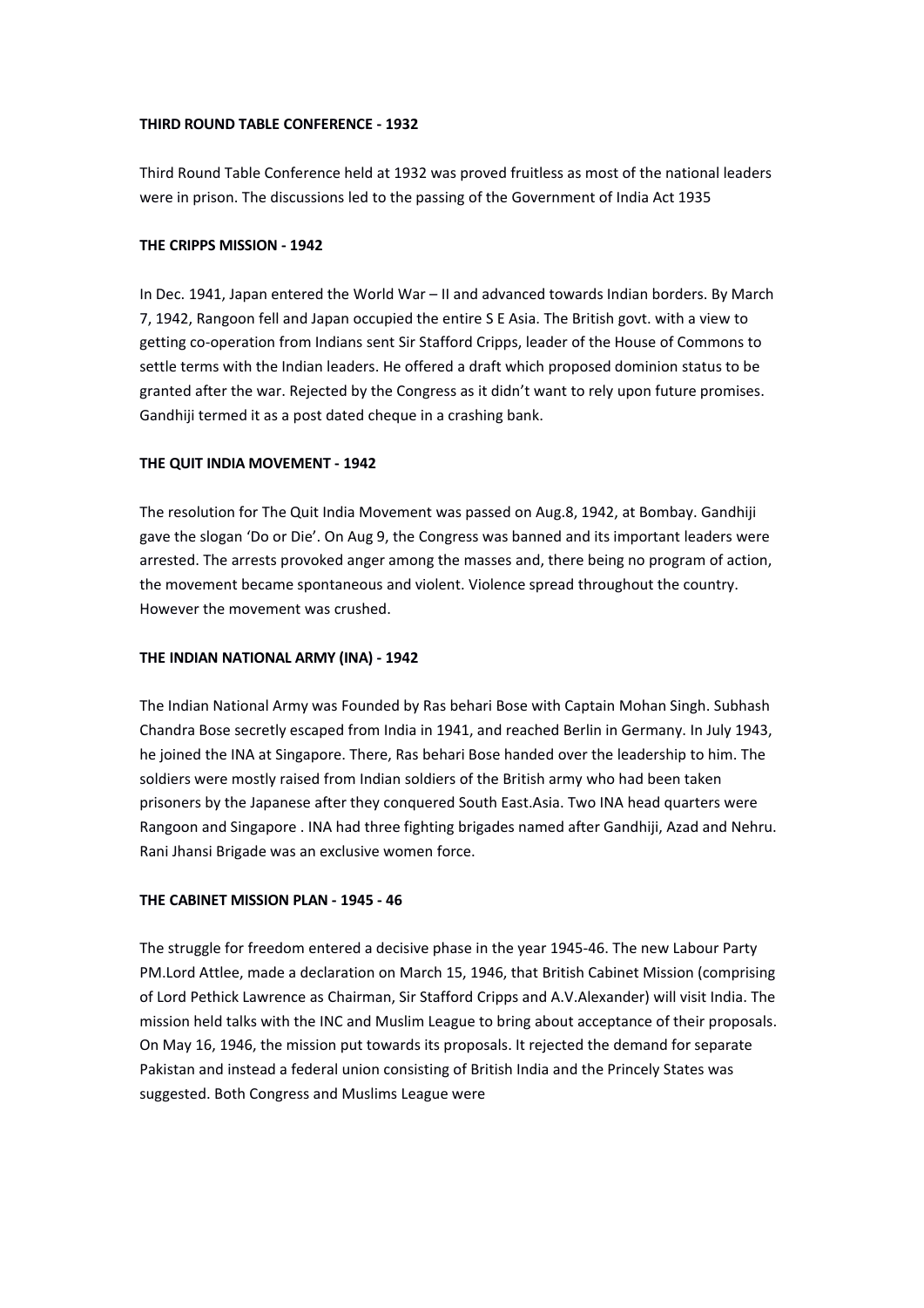**THIRD ROUND TABLE CONFERENCE - 1932**

Third Round Table Conference held at 1932 was proved fruitless as most of the national leaders were in prison. The discussions led to the passing of the Government of India Act 1935

**THE CRIPPS MISSION - 1942**

In Dec. 1941, Japan entered the World War – II and advanced towards Indian borders. By March 7, 1942, Rangoon fell and Japan occupied the entire S E Asia. The British govt. with a view to getting co-operation from Indians sent Sir Stafford Cripps, leader of the House of Commons to settle terms with the Indian leaders. He offered a draft which proposed dominion status to be granted after the war. Rejected by the Congress as it didn't want to rely upon future promises. Gandhiji termed it as a post dated cheque in a crashing bank.

**THE QUIT INDIA MOVEMENT - 1942**

The resolution for The Quit India Movement was passed on Aug.8, 1942, at Bombay. Gandhiji gave the slogan 'Do or Die'. On Aug 9, the Congress was banned and its important leaders were arrested. The arrests provoked anger among the masses and, there being no program of action, the movement became spontaneous and violent. Violence spread throughout the country. However the movement was crushed.

**THE INDIAN NATIONAL ARMY (INA) - 1942**

The Indian National Army was Founded by Ras behari Bose with Captain Mohan Singh. Subhash Chandra Bose secretly escaped from India in 1941, and reached Berlin in Germany. In July 1943, he joined the INA at Singapore. There, Ras behari Bose handed over the leadership to him. The soldiers were mostly raised from Indian soldiers of the British army who had been taken prisoners by the Japanese after they conquered South East.Asia. Two INA head quarters were Rangoon and Singapore . INA had three fighting brigades named after Gandhiji, Azad and Nehru. Rani Jhansi Brigade was an exclusive women force.

**THE CABINET MISSION PLAN - 1945 - 46**

The struggle for freedom entered a decisive phase in the year 1945-46. The new Labour Party PM.Lord Attlee, made a declaration on March 15, 1946, that British Cabinet Mission (comprising of Lord Pethick Lawrence as Chairman, Sir Stafford Cripps and A.V.Alexander) will visit India. The mission held talks with the INC and Muslim League to bring about acceptance of their proposals. On May 16, 1946, the mission put towards its proposals. It rejected the demand for separate Pakistan and instead a federal union consisting of British India and the Princely States was suggested. Both Congress and Muslims League were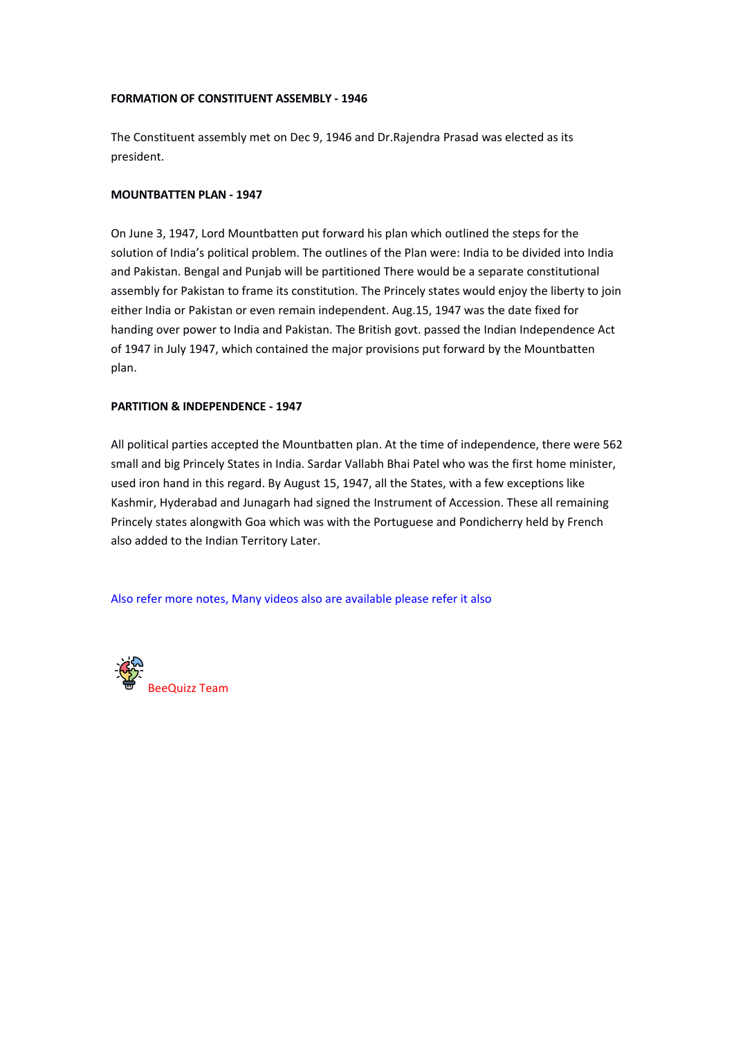**FORMATION OF CONSTITUENT ASSEMBLY - 1946**

The Constituent assembly met on Dec 9, 1946 and Dr.Rajendra Prasad was elected as its president.

**MOUNTBATTEN PLAN - 1947**

On June 3, 1947, Lord Mountbatten put forward his plan which outlined the steps for the solution of India's political problem. The outlines of the Plan were: India to be divided into India and Pakistan. Bengal and Punjab will be partitioned There would be a separate constitutional assembly for Pakistan to frame its constitution. The Princely states would enjoy the liberty to join either India or Pakistan or even remain independent. Aug.15, 1947 was the date fixed for handing over power to India and Pakistan. The British govt. passed the Indian Independence Act of 1947 in July 1947, which contained the major provisions put forward by the Mountbatten plan.

**PARTITION & INDEPENDENCE - 1947**

All political parties accepted the Mountbatten plan. At the time of independence, there were 562 small and big Princely States in India. Sardar Vallabh Bhai Patel who was the first home minister, used iron hand in this regard. By August 15, 1947, all the States, with a few exceptions like Kashmir, Hyderabad and Junagarh had signed the Instrument of Accession. These all remaining Princely states alongwith Goa which was with the Portuguese and Pondicherry held by French also added to the Indian Territory Later.

Also refer more notes, Many videos also are available please refer it also

BeeQuizz Team